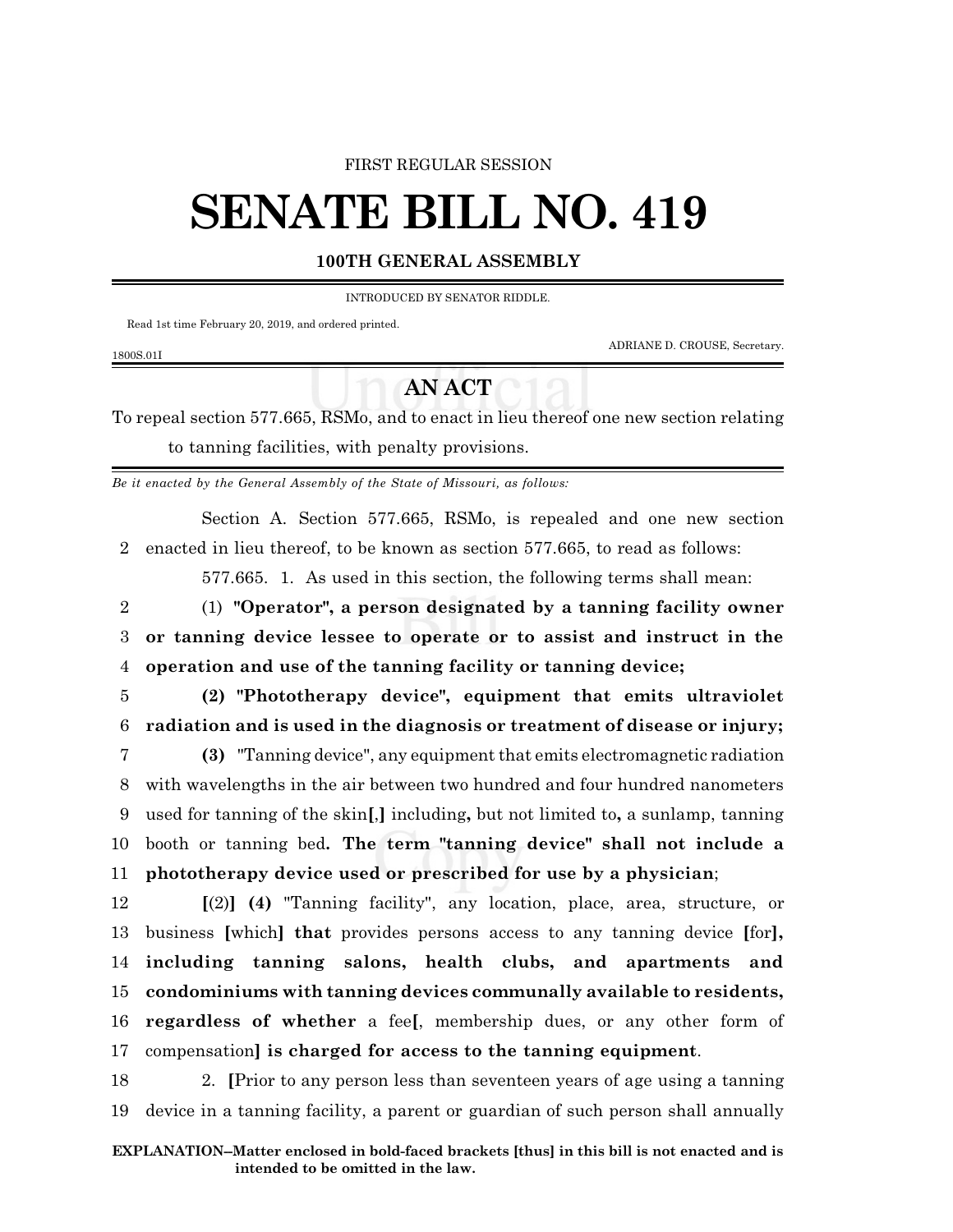FIRST REGULAR SESSION

# SENATE BILL NO. 419

### 100TH GENERAL ASSEMBLY

INTRODUCED BY SENATOR RIDDLE.

Read 1st time February 20, 2019, and ordered printed.

ADRIANE D. CROUSE, Secretary.

1800S.01I

## AN ACT

To repeal section 577.665, RSMo, and to enact in lieu thereof one new section relating to tanning facilities, with penalty provisions.

*Be it enacted by the General Assembly of the State of Missouri, as follows:*

Section A. Section 577.665, RSMo, is repealed and one new section enacted in lieu thereof, to be known as section 577.665, to read as follows:

577.665. 1. As used in this section, the following terms shall mean:

(1) **"Operator", a person designated by a tanning facility owner or tanning device lessee to operate or to assist and instruct in the operation and use of the tanning facility or tanning device;**

**(2) "Phototherapy device", equipment that emits ultraviolet radiation and is used in the diagnosis or treatment of disease or injury;**

**(3)** "Tanning device", any equipment that emits electromagnetic radiation with wavelengths in the air between two hundred and four hundred nanometers used for tanning of the skin**[**,**]** including**,** but not limited to**,** a sunlamp, tanning booth or tanning bed**. The term "tanning device" shall not include a phototherapy device used or prescribed for use by a physician**;

**[**(2)**] (4)** "Tanning facility", any location, place, area, structure, or business **[**which**] that** provides persons access to any tanning device **[**for**], including tanning salons, health clubs, and apartments and condominiums with tanning devices communally available to residents, regardless of whether** a fee**[**, membership dues, or any other form of compensation**] is charged for access to the tanning equipment**.

2. **[**Prior to any person less than seventeen years of age using a tanning device in a tanning facility, a parent or guardian of such person shall annually

**EXPLANATION–Matter enclosed in bold-faced brackets [thus] in this bill is not enacted and is intended to be omitted in the law.**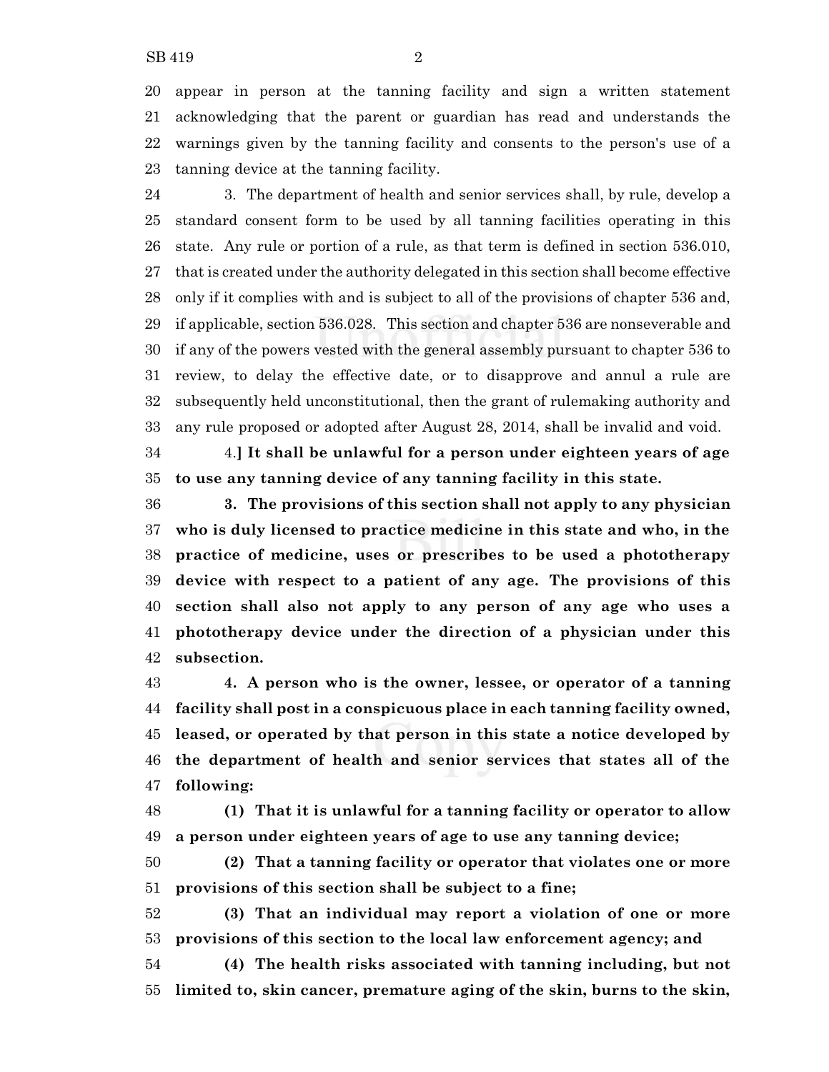appear in person at the tanning facility and sign a written statement acknowledging that the parent or guardian has read and understands the warnings given by the tanning facility and consents to the person's use of a tanning device at the tanning facility.

3. The department of health and senior services shall, by rule, develop a standard consent form to be used by all tanning facilities operating in this state. Any rule or portion of a rule, as that term is defined in section 536.010, that is created under the authority delegated in this section shall become effective only if it complies with and is subject to all of the provisions of chapter 536 and, if applicable, section 536.028. This section and chapter 536 are nonseverable and if any of the powers vested with the general assembly pursuant to chapter 536 to review, to delay the effective date, or to disapprove and annul a rule are subsequently held unconstitutional, then the grant of rulemaking authority and any rule proposed or adopted after August 28, 2014, shall be invalid and void.

4.**] It shall be unlawful for a person under eighteen years of age to use any tanning device of any tanning facility in this state.**

**3. The provisions of this section shall not apply to any physician who is duly licensed to practice medicine in this state and who, in the practice of medicine, uses or prescribes to be used a phototherapy device with respect to a patient of any age. The provisions of this section shall also not apply to any person of any age who uses a phototherapy device under the direction of a physician under this subsection.**

**4. A person who is the owner, lessee, or operator of a tanning facility shall post in a conspicuous place in each tanning facility owned, leased, or operated by that person in this state a notice developed by the department of health and senior services that states all of the following:**

**(1) That it is unlawful for a tanning facility or operator to allow a person under eighteen years of age to use any tanning device;**

**(2) That a tanning facility or operator that violates one or more provisions of this section shall be subject to a fine;**

**(3) That an individual may report a violation of one or more provisions of this section to the local law enforcement agency; and**

**(4) The health risks associated with tanning including, but not limited to, skin cancer, premature aging of the skin, burns to the skin,**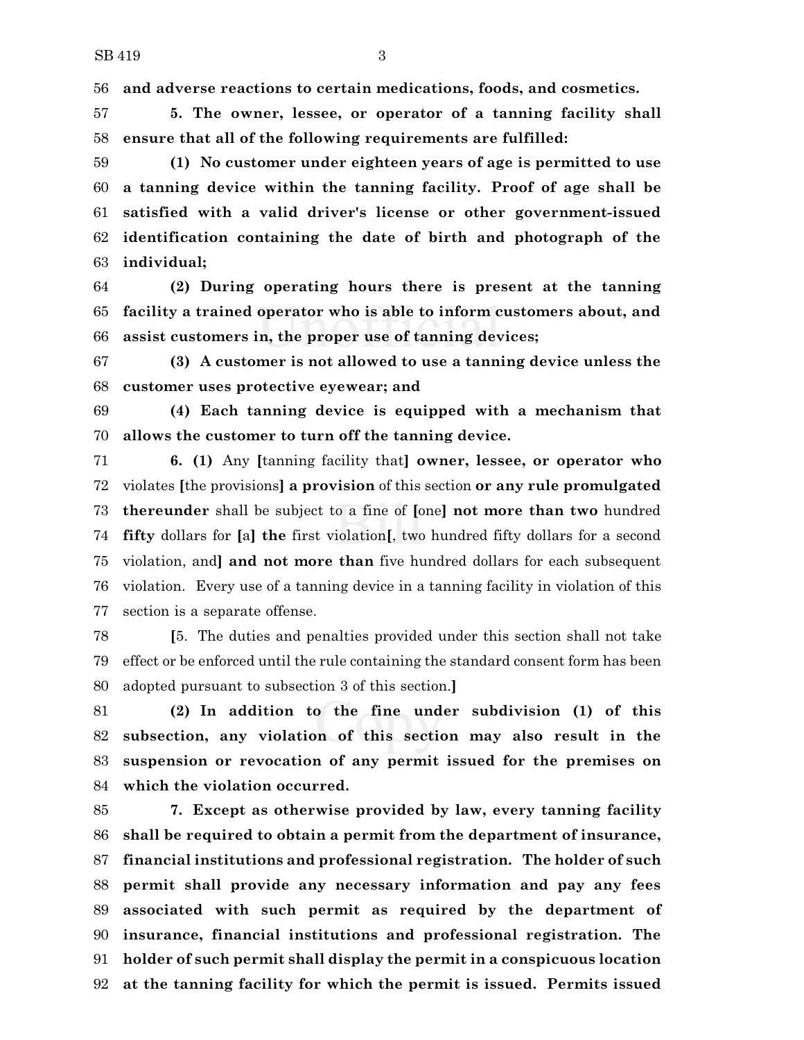56 **and adverse reactions to certain medications, foods, and cosmetics.**

57 **5. The owner, lessee, or operator of a tanning facility shall**
58 **ensure that all of the following requirements are fulfilled:**

59 **(1) No customer under eighteen years of age is permitted to use**
60 **a tanning device within the tanning facility. Proof of age shall be**
61 **satisfied with a valid driver's license or other government-issued**
62 **identification containing the date of birth and photograph of the**
63 **individual;**

64 **(2) During operating hours there is present at the tanning**
65 **facility a trained operator who is able to inform customers about, and**
66 **assist customers in, the proper use of tanning devices;**

67 **(3) A customer is not allowed to use a tanning device unless the**
68 **customer uses protective eyewear; and**

69 **(4) Each tanning device is equipped with a mechanism that**
70 **allows the customer to turn off the tanning device.**

71 **6. (1)** Any **[**tanning facility that**] owner, lessee, or operator who**
72 violates **[**the provisions**] a provision** of this section **or any rule promulgated**
73 **thereunder** shall be subject to a fine of **[**one**] not more than two** hundred
74 **fifty** dollars for **[**a**] the** first violation**[**, two hundred fifty dollars for a second
75 violation, and**] and not more than** five hundred dollars for each subsequent
76 violation. Every use of a tanning device in a tanning facility in violation of this
77 section is a separate offense.

78 **[**5. The duties and penalties provided under this section shall not take
79 effect or be enforced until the rule containing the standard consent form has been
80 adopted pursuant to subsection 3 of this section.**]**

81 **(2) In addition to the fine under subdivision (1) of this**
82 **subsection, any violation of this section may also result in the**
83 **suspension or revocation of any permit issued for the premises on**
84 **which the violation occurred.**

85 **7. Except as otherwise provided by law, every tanning facility**
86 **shall be required to obtain a permit from the department of insurance,**
87 **financial institutions and professional registration. The holder of such**
88 **permit shall provide any necessary information and pay any fees**
89 **associated with such permit as required by the department of**
90 **insurance, financial institutions and professional registration. The**
91 **holder of such permit shall display the permit in a conspicuous location**
92 **at the tanning facility for which the permit is issued. Permits issued**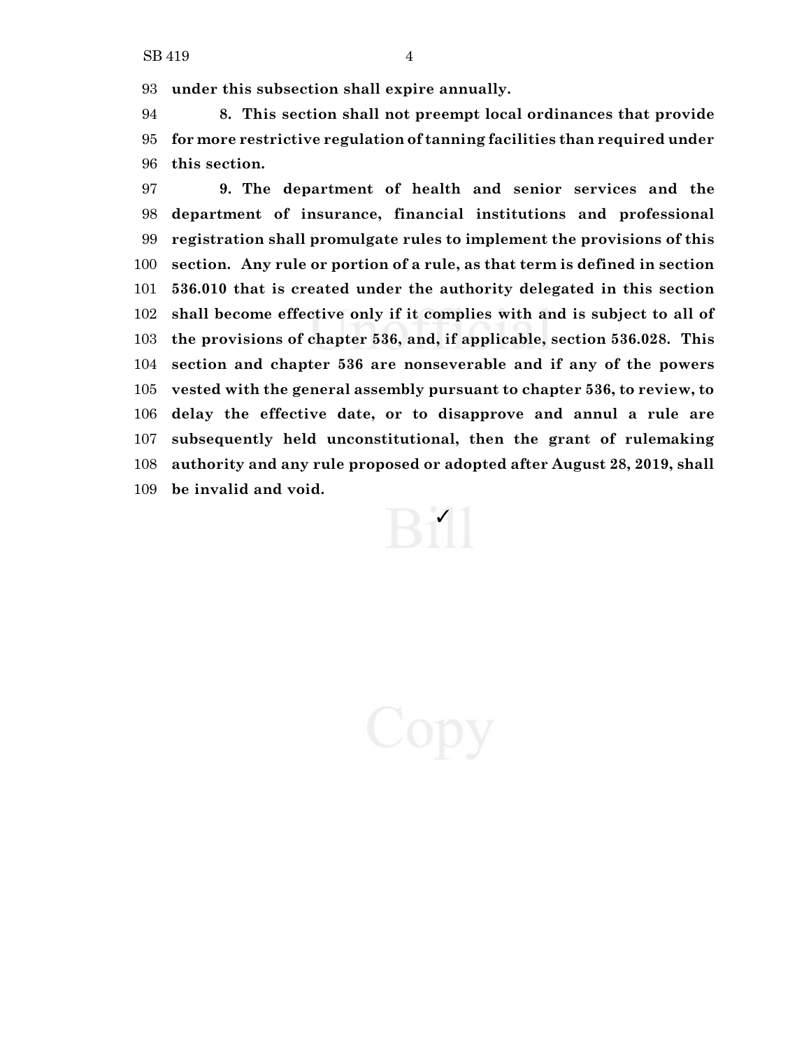**under this subsection shall expire annually.**

**8. This section shall not preempt local ordinances that provide for more restrictive regulation of tanning facilities than required under this section.**

**9. The department of health and senior services and the department of insurance, financial institutions and professional registration shall promulgate rules to implement the provisions of this section. Any rule or portion of a rule, as that term is defined in section 536.010 that is created under the authority delegated in this section shall become effective only if it complies with and is subject to all of the provisions of chapter 536, and, if applicable, section 536.028. This section and chapter 536 are nonseverable and if any of the powers vested with the general assembly pursuant to chapter 536, to review, to delay the effective date, or to disapprove and annul a rule are subsequently held unconstitutional, then the grant of rulemaking authority and any rule proposed or adopted after August 28, 2019, shall be invalid and void.**

✓